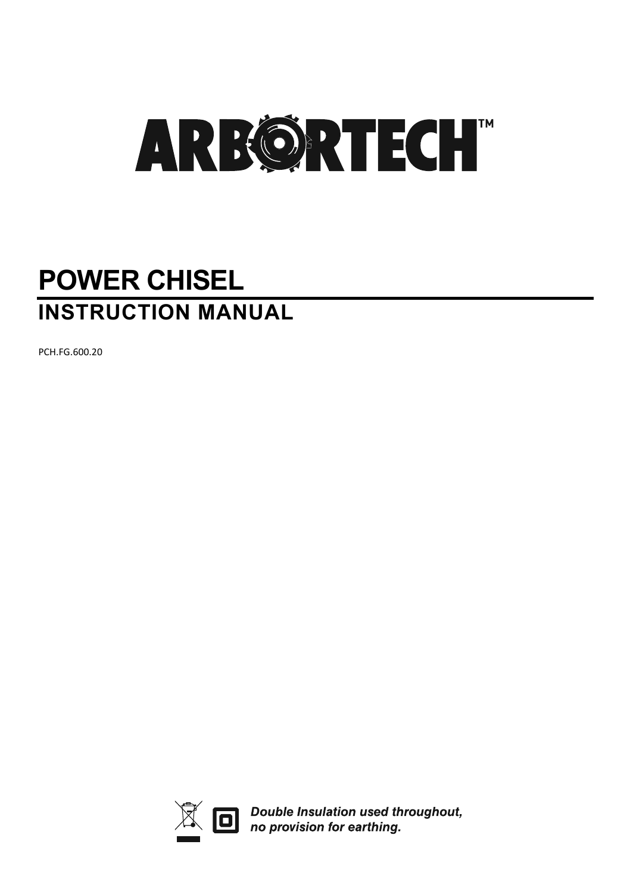# ARBORTECH™

# POWER CHISEL

## INSTRUCTION MANUAL

PCH.FG.600.20

*Double Insulation used throughout, no provision for earthing.*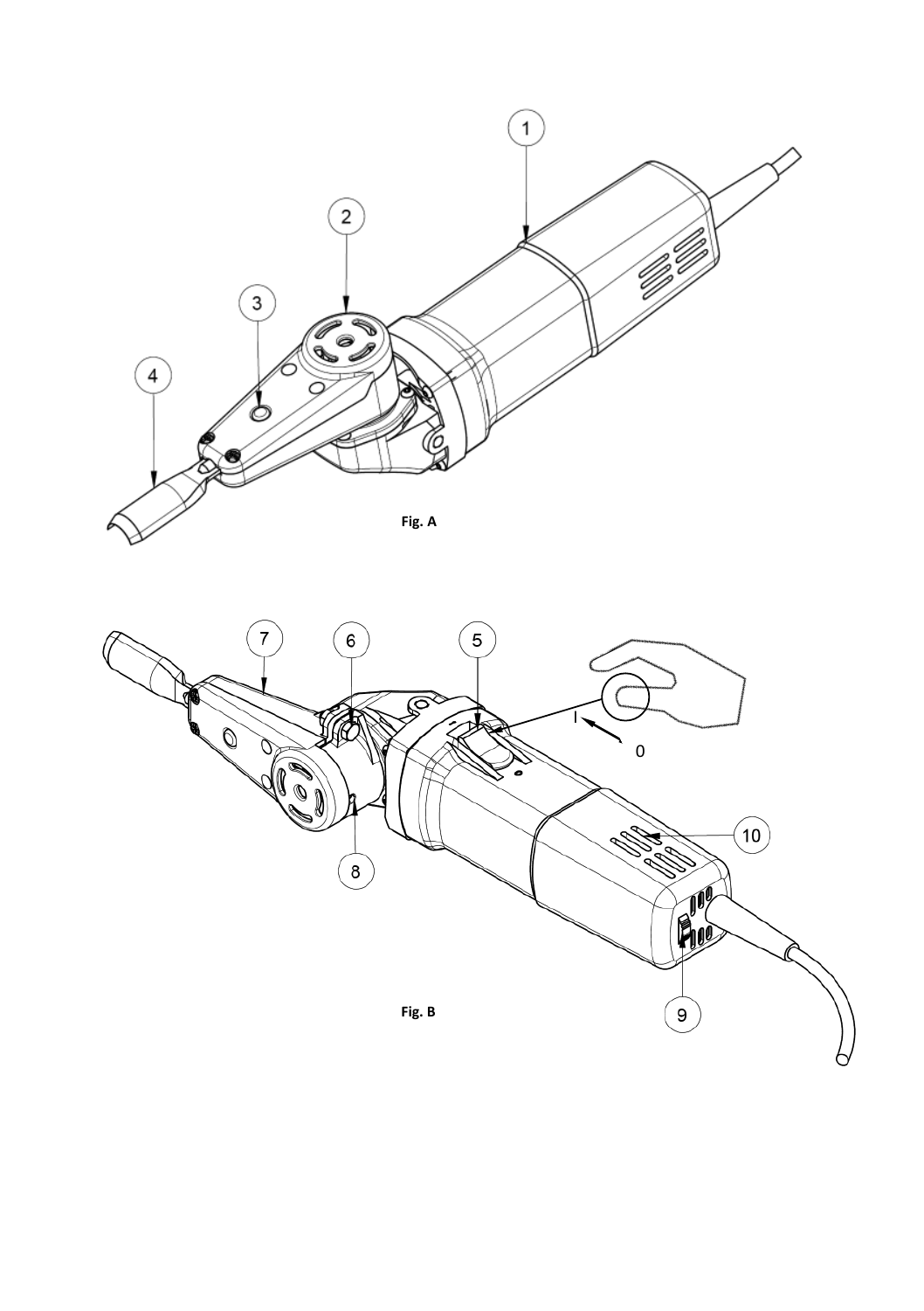Fig. A

Fig. B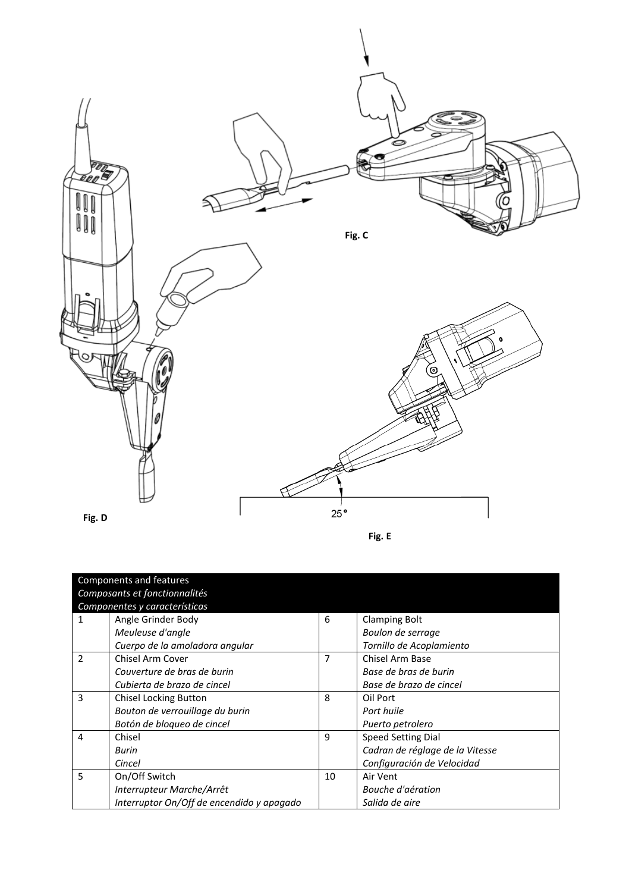Fig. C

Fig. D

25°

Fig. E

| Components and features<br>*Composants et fonctionnalités*<br>*Componentes y características* | | | |
|---|---|---|---|
| 1 | Angle Grinder Body<br>*Meuleuse d'angle*<br>*Cuerpo de la amoladora angular* | 6 | Clamping Bolt<br>*Boulon de serrage*<br>*Tornillo de Acoplamiento* |
| 2 | Chisel Arm Cover<br>*Couverture de bras de burin*<br>*Cubierta de brazo de cincel* | 7 | Chisel Arm Base<br>*Base de bras de burin*<br>*Base de brazo de cincel* |
| 3 | Chisel Locking Button<br>*Bouton de verrouillage du burin*<br>*Botón de bloqueo de cincel* | 8 | Oil Port<br>*Port huile*<br>*Puerto petrolero* |
| 4 | Chisel<br>*Burin*<br>*Cincel* | 9 | Speed Setting Dial<br>*Cadran de réglage de la Vitesse*<br>*Configuración de Velocidad* |
| 5 | On/Off Switch<br>*Interrupteur Marche/Arrêt*<br>*Interruptor On/Off de encendido y apagado* | 10 | Air Vent<br>*Bouche d'aération*<br>*Salida de aire* |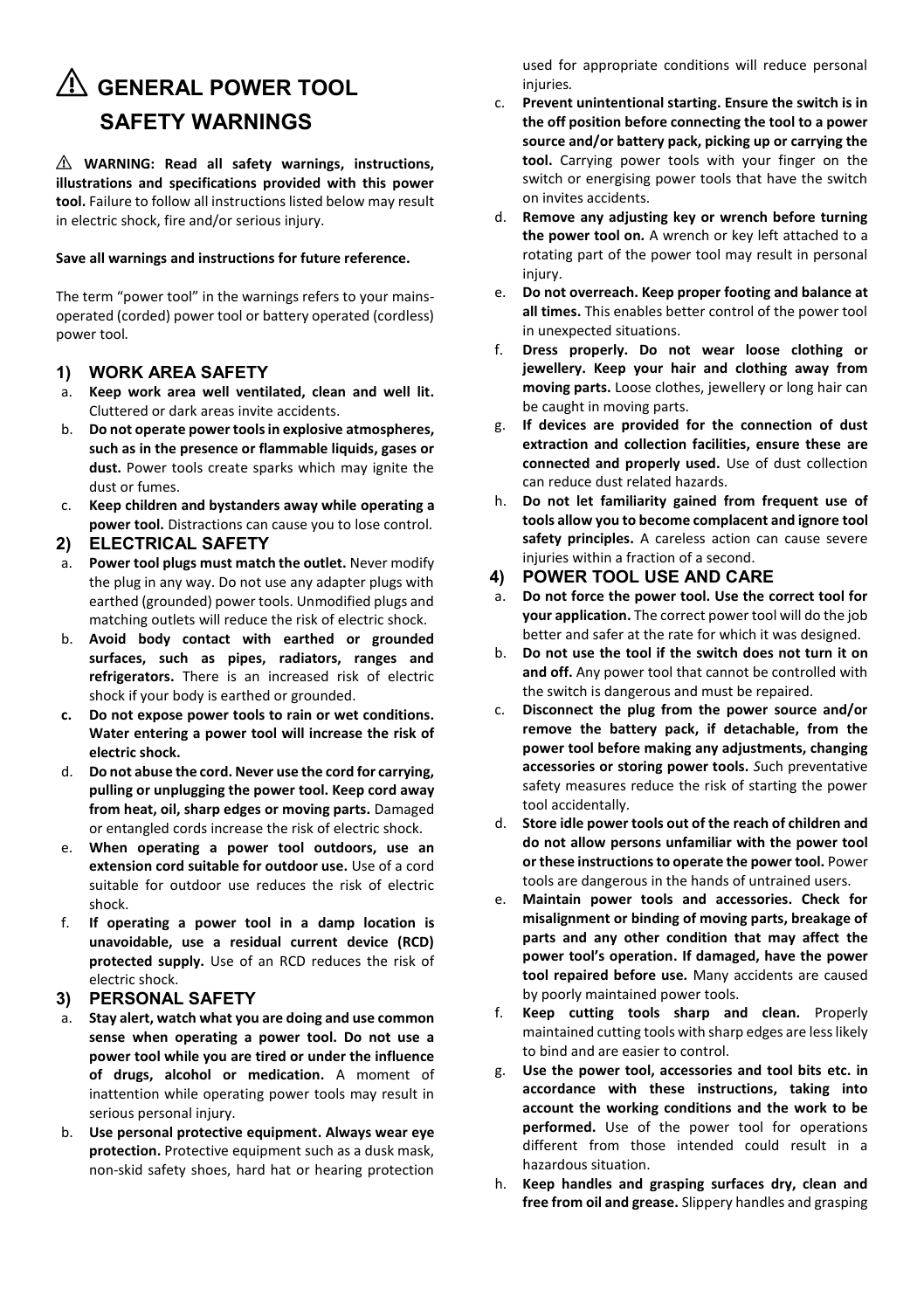# ⚠ GENERAL POWER TOOL SAFETY WARNINGS

⚠ **WARNING: Read all safety warnings, instructions, illustrations and specifications provided with this power tool.** Failure to follow all instructions listed below may result in electric shock, fire and/or serious injury.

**Save all warnings and instructions for future reference.**

The term "power tool" in the warnings refers to your mains-operated (corded) power tool or battery operated (cordless) power tool.

## 1) WORK AREA SAFETY

a. **Keep work area well ventilated, clean and well lit.** Cluttered or dark areas invite accidents.
b. **Do not operate power tools in explosive atmospheres, such as in the presence or flammable liquids, gases or dust.** Power tools create sparks which may ignite the dust or fumes.
c. **Keep children and bystanders away while operating a power tool.** Distractions can cause you to lose control.

## 2) ELECTRICAL SAFETY

a. **Power tool plugs must match the outlet.** Never modify the plug in any way. Do not use any adapter plugs with earthed (grounded) power tools. Unmodified plugs and matching outlets will reduce the risk of electric shock.
b. **Avoid body contact with earthed or grounded surfaces, such as pipes, radiators, ranges and refrigerators.** There is an increased risk of electric shock if your body is earthed or grounded.
c. **Do not expose power tools to rain or wet conditions. Water entering a power tool will increase the risk of electric shock.**
d. **Do not abuse the cord. Never use the cord for carrying, pulling or unplugging the power tool. Keep cord away from heat, oil, sharp edges or moving parts.** Damaged or entangled cords increase the risk of electric shock.
e. **When operating a power tool outdoors, use an extension cord suitable for outdoor use.** Use of a cord suitable for outdoor use reduces the risk of electric shock.
f. **If operating a power tool in a damp location is unavoidable, use a residual current device (RCD) protected supply.** Use of an RCD reduces the risk of electric shock.

## 3) PERSONAL SAFETY

a. **Stay alert, watch what you are doing and use common sense when operating a power tool. Do not use a power tool while you are tired or under the influence of drugs, alcohol or medication.** A moment of inattention while operating power tools may result in serious personal injury.
b. **Use personal protective equipment. Always wear eye protection.** Protective equipment such as a dusk mask, non-skid safety shoes, hard hat or hearing protection used for appropriate conditions will reduce personal injuries.
c. **Prevent unintentional starting. Ensure the switch is in the off position before connecting the tool to a power source and/or battery pack, picking up or carrying the tool.** Carrying power tools with your finger on the switch or energising power tools that have the switch on invites accidents.
d. **Remove any adjusting key or wrench before turning the power tool on.** A wrench or key left attached to a rotating part of the power tool may result in personal injury.
e. **Do not overreach. Keep proper footing and balance at all times.** This enables better control of the power tool in unexpected situations.
f. **Dress properly. Do not wear loose clothing or jewellery. Keep your hair and clothing away from moving parts.** Loose clothes, jewellery or long hair can be caught in moving parts.
g. **If devices are provided for the connection of dust extraction and collection facilities, ensure these are connected and properly used.** Use of dust collection can reduce dust related hazards.
h. **Do not let familiarity gained from frequent use of tools allow you to become complacent and ignore tool safety principles.** A careless action can cause severe injuries within a fraction of a second.

## 4) POWER TOOL USE AND CARE

a. **Do not force the power tool. Use the correct tool for your application.** The correct power tool will do the job better and safer at the rate for which it was designed.
b. **Do not use the tool if the switch does not turn it on and off.** Any power tool that cannot be controlled with the switch is dangerous and must be repaired.
c. **Disconnect the plug from the power source and/or remove the battery pack, if detachable, from the power tool before making any adjustments, changing accessories or storing power tools.** Such preventative safety measures reduce the risk of starting the power tool accidentally.
d. **Store idle power tools out of the reach of children and do not allow persons unfamiliar with the power tool or these instructions to operate the power tool.** Power tools are dangerous in the hands of untrained users.
e. **Maintain power tools and accessories. Check for misalignment or binding of moving parts, breakage of parts and any other condition that may affect the power tool's operation. If damaged, have the power tool repaired before use.** Many accidents are caused by poorly maintained power tools.
f. **Keep cutting tools sharp and clean.** Properly maintained cutting tools with sharp edges are less likely to bind and are easier to control.
g. **Use the power tool, accessories and tool bits etc. in accordance with these instructions, taking into account the working conditions and the work to be performed.** Use of the power tool for operations different from those intended could result in a hazardous situation.
h. **Keep handles and grasping surfaces dry, clean and free from oil and grease.** Slippery handles and grasping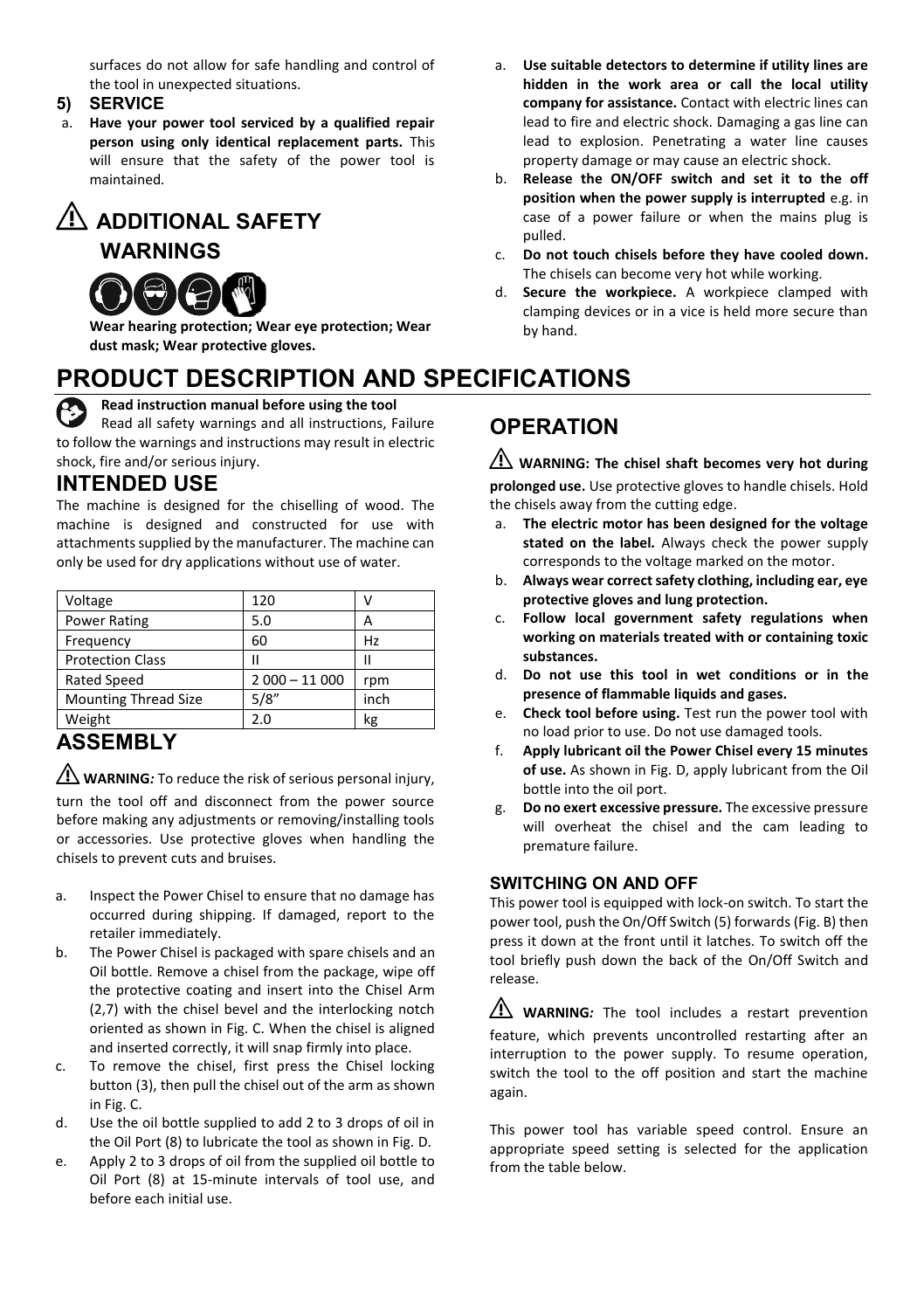surfaces do not allow for safe handling and control of the tool in unexpected situations.

**5) SERVICE**

a. **Have your power tool serviced by a qualified repair person using only identical replacement parts.** This will ensure that the safety of the power tool is maintained.

## ⚠ ADDITIONAL SAFETY WARNINGS

**Wear hearing protection; Wear eye protection; Wear dust mask; Wear protective gloves.**

a. **Use suitable detectors to determine if utility lines are hidden in the work area or call the local utility company for assistance.** Contact with electric lines can lead to fire and electric shock. Damaging a gas line can lead to explosion. Penetrating a water line causes property damage or may cause an electric shock.

b. **Release the ON/OFF switch and set it to the off position when the power supply is interrupted** e.g. in case of a power failure or when the mains plug is pulled.

c. **Do not touch chisels before they have cooled down.** The chisels can become very hot while working.

d. **Secure the workpiece.** A workpiece clamped with clamping devices or in a vice is held more secure than by hand.

# PRODUCT DESCRIPTION AND SPECIFICATIONS

**Read instruction manual before using the tool**

Read all safety warnings and all instructions, Failure to follow the warnings and instructions may result in electric shock, fire and/or serious injury.

## INTENDED USE

The machine is designed for the chiselling of wood. The machine is designed and constructed for use with attachments supplied by the manufacturer. The machine can only be used for dry applications without use of water.

| Voltage | 120 | V |
|---|---|---|
| Power Rating | 5.0 | A |
| Frequency | 60 | Hz |
| Protection Class | II | II |
| Rated Speed | 2 000 – 11 000 | rpm |
| Mounting Thread Size | 5/8" | inch |
| Weight | 2.0 | kg |

## ASSEMBLY

⚠ **WARNING***:* To reduce the risk of serious personal injury, turn the tool off and disconnect from the power source before making any adjustments or removing/installing tools or accessories. Use protective gloves when handling the chisels to prevent cuts and bruises.

a. Inspect the Power Chisel to ensure that no damage has occurred during shipping. If damaged, report to the retailer immediately.

b. The Power Chisel is packaged with spare chisels and an Oil bottle. Remove a chisel from the package, wipe off the protective coating and insert into the Chisel Arm (2,7) with the chisel bevel and the interlocking notch oriented as shown in Fig. C. When the chisel is aligned and inserted correctly, it will snap firmly into place.

c. To remove the chisel, first press the Chisel locking button (3), then pull the chisel out of the arm as shown in Fig. C.

d. Use the oil bottle supplied to add 2 to 3 drops of oil in the Oil Port (8) to lubricate the tool as shown in Fig. D.

e. Apply 2 to 3 drops of oil from the supplied oil bottle to Oil Port (8) at 15-minute intervals of tool use, and before each initial use.

## OPERATION

⚠ **WARNING: The chisel shaft becomes very hot during prolonged use.** Use protective gloves to handle chisels. Hold the chisels away from the cutting edge.

a. **The electric motor has been designed for the voltage stated on the label***.* Always check the power supply corresponds to the voltage marked on the motor.

b. **Always wear correct safety clothing, including ear, eye protective gloves and lung protection.**

c. **Follow local government safety regulations when working on materials treated with or containing toxic substances.**

d. **Do not use this tool in wet conditions or in the presence of flammable liquids and gases.**

e. **Check tool before using.** Test run the power tool with no load prior to use. Do not use damaged tools.

f. **Apply lubricant oil the Power Chisel every 15 minutes of use.** As shown in Fig. D, apply lubricant from the Oil bottle into the oil port.

g. **Do no exert excessive pressure.** The excessive pressure will overheat the chisel and the cam leading to premature failure.

### SWITCHING ON AND OFF

This power tool is equipped with lock-on switch. To start the power tool, push the On/Off Switch (5) forwards (Fig. B) then press it down at the front until it latches. To switch off the tool briefly push down the back of the On/Off Switch and release.

⚠ **WARNING***:* The tool includes a restart prevention feature, which prevents uncontrolled restarting after an interruption to the power supply. To resume operation, switch the tool to the off position and start the machine again.

This power tool has variable speed control. Ensure an appropriate speed setting is selected for the application from the table below.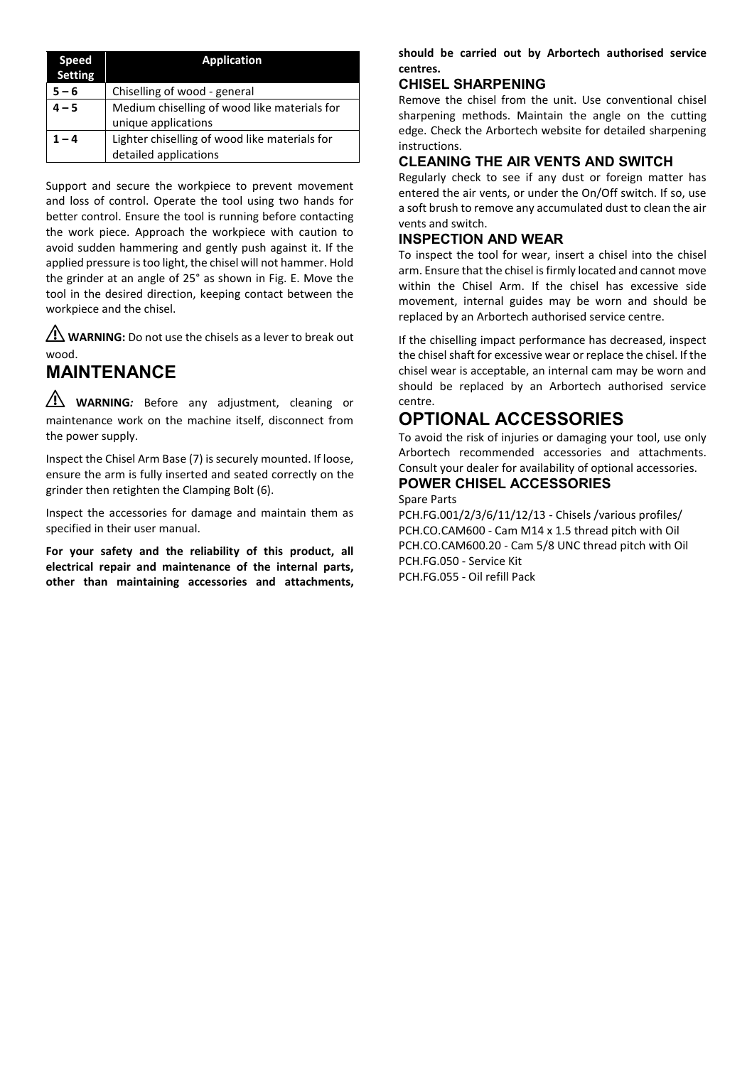| Speed Setting | Application |
|---|---|
| 5 – 6 | Chiselling of wood - general |
| 4 – 5 | Medium chiselling of wood like materials for unique applications |
| 1 – 4 | Lighter chiselling of wood like materials for detailed applications |

Support and secure the workpiece to prevent movement and loss of control. Operate the tool using two hands for better control. Ensure the tool is running before contacting the work piece. Approach the workpiece with caution to avoid sudden hammering and gently push against it. If the applied pressure is too light, the chisel will not hammer. Hold the grinder at an angle of 25° as shown in Fig. E. Move the tool in the desired direction, keeping contact between the workpiece and the chisel.

⚠ **WARNING:** Do not use the chisels as a lever to break out wood.

# MAINTENANCE

⚠ **WARNING***:* Before any adjustment, cleaning or maintenance work on the machine itself, disconnect from the power supply.

Inspect the Chisel Arm Base (7) is securely mounted. If loose, ensure the arm is fully inserted and seated correctly on the grinder then retighten the Clamping Bolt (6).

Inspect the accessories for damage and maintain them as specified in their user manual.

**For your safety and the reliability of this product, all electrical repair and maintenance of the internal parts, other than maintaining accessories and attachments, should be carried out by Arbortech authorised service centres.**

## CHISEL SHARPENING

Remove the chisel from the unit. Use conventional chisel sharpening methods. Maintain the angle on the cutting edge. Check the Arbortech website for detailed sharpening instructions.

## CLEANING THE AIR VENTS AND SWITCH

Regularly check to see if any dust or foreign matter has entered the air vents, or under the On/Off switch. If so, use a soft brush to remove any accumulated dust to clean the air vents and switch.

## INSPECTION AND WEAR

To inspect the tool for wear, insert a chisel into the chisel arm. Ensure that the chisel is firmly located and cannot move within the Chisel Arm. If the chisel has excessive side movement, internal guides may be worn and should be replaced by an Arbortech authorised service centre.

If the chiselling impact performance has decreased, inspect the chisel shaft for excessive wear or replace the chisel. If the chisel wear is acceptable, an internal cam may be worn and should be replaced by an Arbortech authorised service centre.

# OPTIONAL ACCESSORIES

To avoid the risk of injuries or damaging your tool, use only Arbortech recommended accessories and attachments. Consult your dealer for availability of optional accessories.

## POWER CHISEL ACCESSORIES

Spare Parts

PCH.FG.001/2/3/6/11/12/13 - Chisels /various profiles/
PCH.CO.CAM600 - Cam M14 x 1.5 thread pitch with Oil
PCH.CO.CAM600.20 - Cam 5/8 UNC thread pitch with Oil
PCH.FG.050 - Service Kit
PCH.FG.055 - Oil refill Pack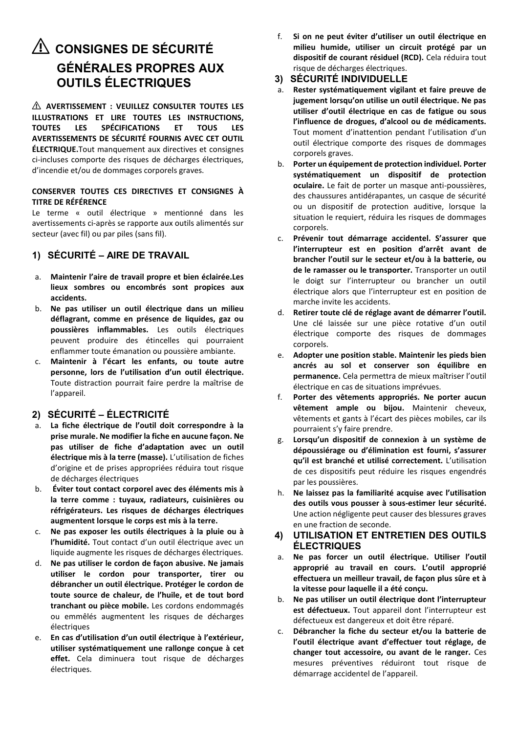# ⚠ CONSIGNES DE SÉCURITÉ GÉNÉRALES PROPRES AUX OUTILS ÉLECTRIQUES

⚠ **AVERTISSEMENT : VEUILLEZ CONSULTER TOUTES LES ILLUSTRATIONS ET LIRE TOUTES LES INSTRUCTIONS, TOUTES LES SPÉCIFICATIONS ET TOUS LES AVERTISSEMENTS DE SÉCURITÉ FOURNIS AVEC CET OUTIL ÉLECTRIQUE.** Tout manquement aux directives et consignes ci-incluses comporte des risques de décharges électriques, d'incendie et/ou de dommages corporels graves.

**CONSERVER TOUTES CES DIRECTIVES ET CONSIGNES À TITRE DE RÉFÉRENCE**

Le terme « outil électrique » mentionné dans les avertissements ci-après se rapporte aux outils alimentés sur secteur (avec fil) ou par piles (sans fil).

## 1) SÉCURITÉ – AIRE DE TRAVAIL

a. **Maintenir l'aire de travail propre et bien éclairée.Les lieux sombres ou encombrés sont propices aux accidents.**

b. **Ne pas utiliser un outil électrique dans un milieu déflagrant, comme en présence de liquides, gaz ou poussières inflammables.** Les outils électriques peuvent produire des étincelles qui pourraient enflammer toute émanation ou poussière ambiante.

c. **Maintenir à l'écart les enfants, ou toute autre personne, lors de l'utilisation d'un outil électrique.** Toute distraction pourrait faire perdre la maîtrise de l'appareil.

## 2) SÉCURITÉ – ÉLECTRICITÉ

a. **La fiche électrique de l'outil doit correspondre à la prise murale. Ne modifier la fiche en aucune façon. Ne pas utiliser de fiche d'adaptation avec un outil électrique mis à la terre (masse).** L'utilisation de fiches d'origine et de prises appropriées réduira tout risque de décharges électriques

b. **Éviter tout contact corporel avec des éléments mis à la terre comme : tuyaux, radiateurs, cuisinières ou réfrigérateurs. Les risques de décharges électriques augmentent lorsque le corps est mis à la terre.**

c. **Ne pas exposer les outils électriques à la pluie ou à l'humidité.** Tout contact d'un outil électrique avec un liquide augmente les risques de décharges électriques.

d. **Ne pas utiliser le cordon de façon abusive. Ne jamais utiliser le cordon pour transporter, tirer ou débrancher un outil électrique. Protéger le cordon de toute source de chaleur, de l'huile, et de tout bord tranchant ou pièce mobile.** Les cordons endommagés ou emmêlés augmentent les risques de décharges électriques

e. **En cas d'utilisation d'un outil électrique à l'extérieur, utiliser systématiquement une rallonge conçue à cet effet.** Cela diminuera tout risque de décharges électriques.

f. **Si on ne peut éviter d'utiliser un outil électrique en milieu humide, utiliser un circuit protégé par un dispositif de courant résiduel (RCD).** Cela réduira tout risque de décharges électriques.

## 3) SÉCURITÉ INDIVIDUELLE

a. **Rester systématiquement vigilant et faire preuve de jugement lorsqu'on utilise un outil électrique. Ne pas utiliser d'outil électrique en cas de fatigue ou sous l'influence de drogues, d'alcool ou de médicaments.** Tout moment d'inattention pendant l'utilisation d'un outil électrique comporte des risques de dommages corporels graves.

b. **Porter un équipement de protection individuel. Porter systématiquement un dispositif de protection oculaire.** Le fait de porter un masque anti-poussières, des chaussures antidérapantes, un casque de sécurité ou un dispositif de protection auditive, lorsque la situation le requiert, réduira les risques de dommages corporels.

c. **Prévenir tout démarrage accidentel. S'assurer que l'interrupteur est en position d'arrêt avant de brancher l'outil sur le secteur et/ou à la batterie, ou de le ramasser ou le transporter.** Transporter un outil le doigt sur l'interrupteur ou brancher un outil électrique alors que l'interrupteur est en position de marche invite les accidents.

d. **Retirer toute clé de réglage avant de démarrer l'outil.** Une clé laissée sur une pièce rotative d'un outil électrique comporte des risques de dommages corporels.

e. **Adopter une position stable. Maintenir les pieds bien ancrés au sol et conserver son équilibre en permanence.** Cela permettra de mieux maîtriser l'outil électrique en cas de situations imprévues.

f. **Porter des vêtements appropriés. Ne porter aucun vêtement ample ou bijou.** Maintenir cheveux, vêtements et gants à l'écart des pièces mobiles, car ils pourraient s'y faire prendre.

g. **Lorsqu'un dispositif de connexion à un système de dépoussiérage ou d'élimination est fourni, s'assurer qu'il est branché et utilisé correctement.** L'utilisation de ces dispositifs peut réduire les risques engendrés par les poussières.

h. **Ne laissez pas la familiarité acquise avec l'utilisation des outils vous pousser à sous-estimer leur sécurité.** Une action négligente peut causer des blessures graves en une fraction de seconde.

## 4) UTILISATION ET ENTRETIEN DES OUTILS ÉLECTRIQUES

a. **Ne pas forcer un outil électrique. Utiliser l'outil approprié au travail en cours. L'outil approprié effectuera un meilleur travail, de façon plus sûre et à la vitesse pour laquelle il a été conçu.**

b. **Ne pas utiliser un outil électrique dont l'interrupteur est défectueux.** Tout appareil dont l'interrupteur est défectueux est dangereux et doit être réparé.

c. **Débrancher la fiche du secteur et/ou la batterie de l'outil électrique avant d'effectuer tout réglage, de changer tout accessoire, ou avant de le ranger.** Ces mesures préventives réduiront tout risque de démarrage accidentel de l'appareil.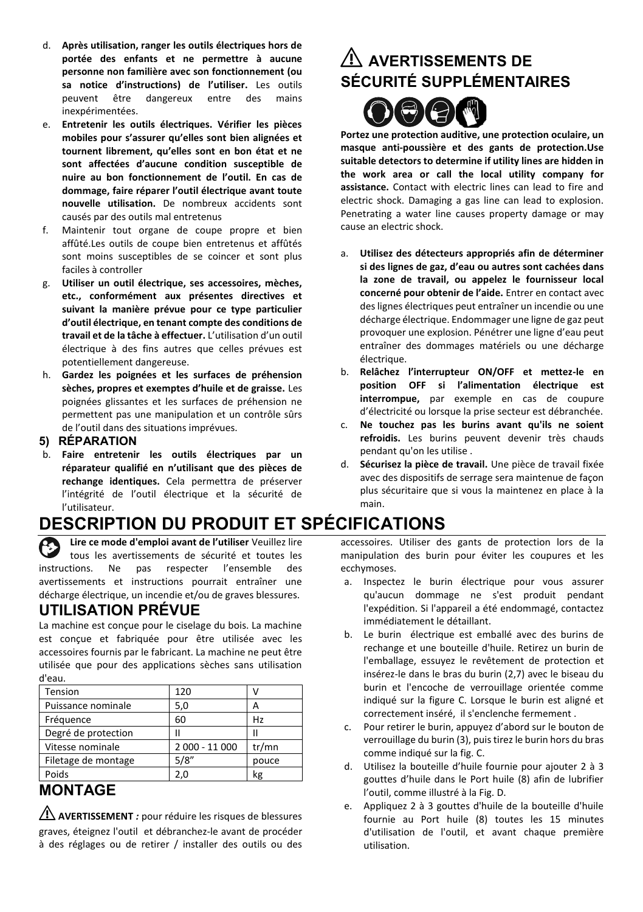d. **Après utilisation, ranger les outils électriques hors de portée des enfants et ne permettre à aucune personne non familière avec son fonctionnement (ou sa notice d'instructions) de l'utiliser.** Les outils peuvent être dangereux entre des mains inexpérimentées.

e. **Entretenir les outils électriques. Vérifier les pièces mobiles pour s'assurer qu'elles sont bien alignées et tournent librement, qu'elles sont en bon état et ne sont affectées d'aucune condition susceptible de nuire au bon fonctionnement de l'outil. En cas de dommage, faire réparer l'outil électrique avant toute nouvelle utilisation.** De nombreux accidents sont causés par des outils mal entretenus

f. Maintenir tout organe de coupe propre et bien affûté.Les outils de coupe bien entretenus et affûtés sont moins susceptibles de se coincer et sont plus faciles à controller

g. **Utiliser un outil électrique, ses accessoires, mèches, etc., conformément aux présentes directives et suivant la manière prévue pour ce type particulier d'outil électrique, en tenant compte des conditions de travail et de la tâche à effectuer.** L'utilisation d'un outil électrique à des fins autres que celles prévues est potentiellement dangereuse.

h. **Gardez les poignées et les surfaces de préhension sèches, propres et exemptes d'huile et de graisse.** Les poignées glissantes et les surfaces de préhension ne permettent pas une manipulation et un contrôle sûrs de l'outil dans des situations imprévues.

### 5) RÉPARATION

b. **Faire entretenir les outils électriques par un réparateur qualifié en n'utilisant que des pièces de rechange identiques.** Cela permettra de préserver l'intégrité de l'outil électrique et la sécurité de l'utilisateur.

## ⚠ AVERTISSEMENTS DE SÉCURITÉ SUPPLÉMENTAIRES

**Portez une protection auditive, une protection oculaire, un masque anti-poussière et des gants de protection.Use suitable detectors to determine if utility lines are hidden in the work area or call the local utility company for assistance.** Contact with electric lines can lead to fire and electric shock. Damaging a gas line can lead to explosion. Penetrating a water line causes property damage or may cause an electric shock.

a. **Utilisez des détecteurs appropriés afin de déterminer si des lignes de gaz, d'eau ou autres sont cachées dans la zone de travail, ou appelez le fournisseur local concerné pour obtenir de l'aide.** Entrer en contact avec des lignes électriques peut entraîner un incendie ou une décharge électrique. Endommager une ligne de gaz peut provoquer une explosion. Pénétrer une ligne d'eau peut entraîner des dommages matériels ou une décharge électrique.

b. **Relâchez l'interrupteur ON/OFF et mettez-le en position OFF si l'alimentation électrique est interrompue,** par exemple en cas de coupure d'électricité ou lorsque la prise secteur est débranchée.

c. **Ne touchez pas les burins avant qu'ils ne soient refroidis.** Les burins peuvent devenir très chauds pendant qu'on les utilise .

d. **Sécurisez la pièce de travail.** Une pièce de travail fixée avec des dispositifs de serrage sera maintenue de façon plus sécuritaire que si vous la maintenez en place à la main.

# DESCRIPTION DU PRODUIT ET SPÉCIFICATIONS

**Lire ce mode d'emploi avant de l'utiliser** Veuillez lire tous les avertissements de sécurité et toutes les instructions. Ne pas respecter l'ensemble des avertissements et instructions pourrait entraîner une décharge électrique, un incendie et/ou de graves blessures.

## UTILISATION PRÉVUE

La machine est conçue pour le ciselage du bois. La machine est conçue et fabriquée pour être utilisée avec les accessoires fournis par le fabricant. La machine ne peut être utilisée que pour des applications sèches sans utilisation d'eau.

| Tension | 120 | V |
|---|---|---|
| Puissance nominale | 5,0 | A |
| Fréquence | 60 | Hz |
| Degré de protection | II | II |
| Vitesse nominale | 2 000 - 11 000 | tr/mn |
| Filetage de montage | 5/8" | pouce |
| Poids | 2,0 | kg |

## MONTAGE

⚠ **AVERTISSEMENT** *:* pour réduire les risques de blessures graves, éteignez l'outil et débranchez-le avant de procéder à des réglages ou de retirer / installer des outils ou des accessoires. Utiliser des gants de protection lors de la manipulation des burin pour éviter les coupures et les ecchymoses.

a. Inspectez le burin électrique pour vous assurer qu'aucun dommage ne s'est produit pendant l'expédition. Si l'appareil a été endommagé, contactez immédiatement le détaillant.

b. Le burin électrique est emballé avec des burins de rechange et une bouteille d'huile. Retirez un burin de l'emballage, essuyez le revêtement de protection et insérez-le dans le bras du burin (2,7) avec le biseau du burin et l'encoche de verrouillage orientée comme indiqué sur la figure C. Lorsque le burin est aligné et correctement inséré, il s'enclenche fermement .

c. Pour retirer le burin, appuyez d'abord sur le bouton de verrouillage du burin (3), puis tirez le burin hors du bras comme indiqué sur la fig. C.

d. Utilisez la bouteille d'huile fournie pour ajouter 2 à 3 gouttes d'huile dans le Port huile (8) afin de lubrifier l'outil, comme illustré à la Fig. D.

e. Appliquez 2 à 3 gouttes d'huile de la bouteille d'huile fournie au Port huile (8) toutes les 15 minutes d'utilisation de l'outil, et avant chaque première utilisation.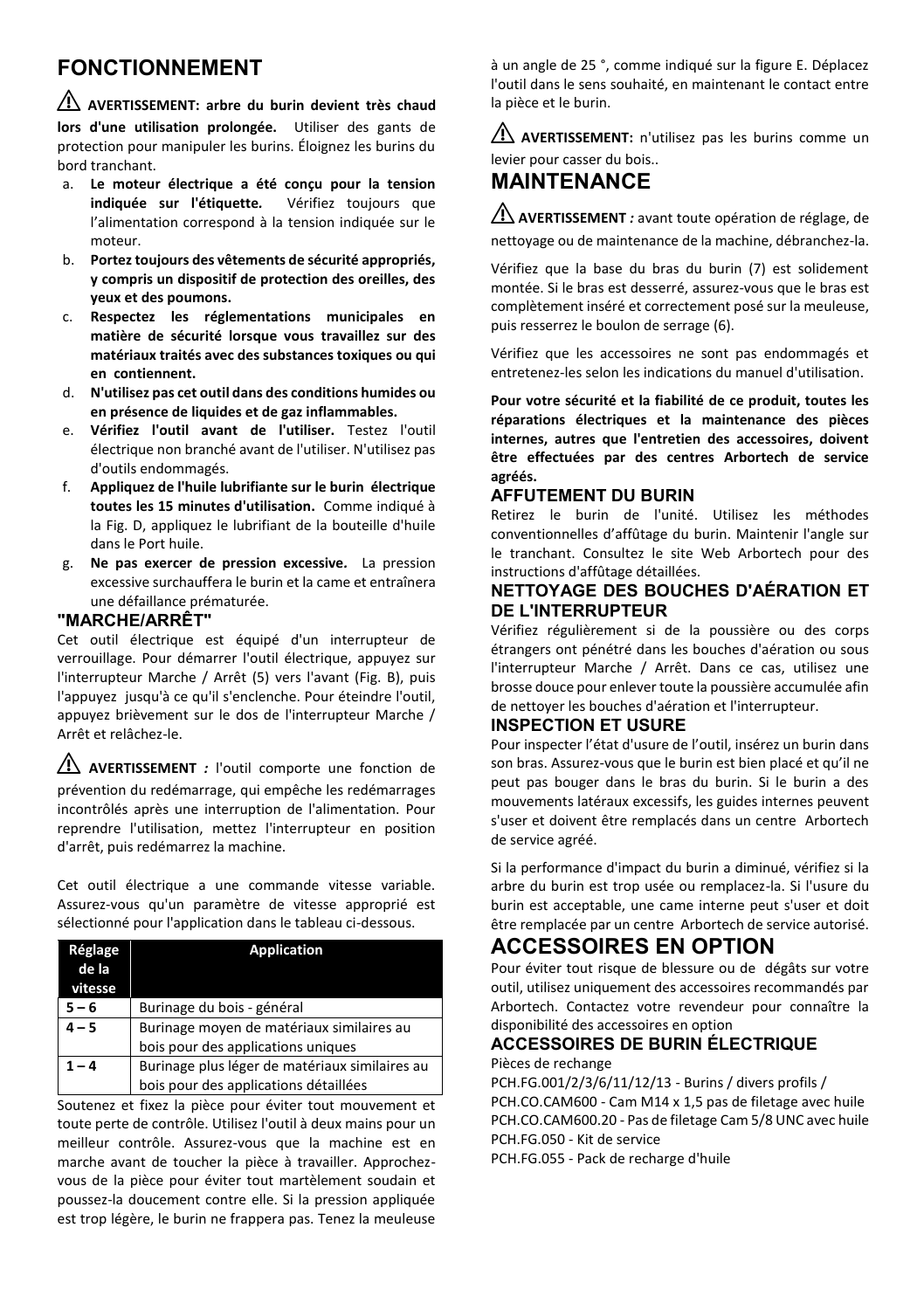## FONCTIONNEMENT

⚠ **AVERTISSEMENT: arbre du burin devient très chaud lors d'une utilisation prolongée.** Utiliser des gants de protection pour manipuler les burins. Éloignez les burins du bord tranchant.

a. **Le moteur électrique a été conçu pour la tension indiquée sur l'étiquette.** Vérifiez toujours que l'alimentation correspond à la tension indiquée sur le moteur.
b. **Portez toujours des vêtements de sécurité appropriés, y compris un dispositif de protection des oreilles, des yeux et des poumons.**
c. **Respectez les réglementations municipales en matière de sécurité lorsque vous travaillez sur des matériaux traités avec des substances toxiques ou qui en contiennent.**
d. **N'utilisez pas cet outil dans des conditions humides ou en présence de liquides et de gaz inflammables.**
e. **Vérifiez l'outil avant de l'utiliser.** Testez l'outil électrique non branché avant de l'utiliser. N'utilisez pas d'outils endommagés.
f. **Appliquez de l'huile lubrifiante sur le burin électrique toutes les 15 minutes d'utilisation.** Comme indiqué à la Fig. D, appliquez le lubrifiant de la bouteille d'huile dans le Port huile.
g. **Ne pas exercer de pression excessive.** La pression excessive surchauffera le burin et la came et entraînera une défaillance prématurée.

### "MARCHE/ARRÊT"

Cet outil électrique est équipé d'un interrupteur de verrouillage. Pour démarrer l'outil électrique, appuyez sur l'interrupteur Marche / Arrêt (5) vers l'avant (Fig. B), puis l'appuyez jusqu'à ce qu'il s'enclenche. Pour éteindre l'outil, appuyez brièvement sur le dos de l'interrupteur Marche / Arrêt et relâchez-le.

⚠ **AVERTISSEMENT** *:* l'outil comporte une fonction de prévention du redémarrage, qui empêche les redémarrages incontrôlés après une interruption de l'alimentation. Pour reprendre l'utilisation, mettez l'interrupteur en position d'arrêt, puis redémarrez la machine.

Cet outil électrique a une commande vitesse variable. Assurez-vous qu'un paramètre de vitesse approprié est sélectionné pour l'application dans le tableau ci-dessous.

| Réglage de la vitesse | Application |
|---|---|
| **5 – 6** | Burinage du bois - général |
| **4 – 5** | Burinage moyen de matériaux similaires au bois pour des applications uniques |
| **1 – 4** | Burinage plus léger de matériaux similaires au bois pour des applications détaillées |

Soutenez et fixez la pièce pour éviter tout mouvement et toute perte de contrôle. Utilisez l'outil à deux mains pour un meilleur contrôle. Assurez-vous que la machine est en marche avant de toucher la pièce à travailler. Approchez-vous de la pièce pour éviter tout martèlement soudain et poussez-la doucement contre elle. Si la pression appliquée est trop légère, le burin ne frappera pas. Tenez la meuleuse à un angle de 25 °, comme indiqué sur la figure E. Déplacez l'outil dans le sens souhaité, en maintenant le contact entre la pièce et le burin.

⚠ **AVERTISSEMENT:** n'utilisez pas les burins comme un levier pour casser du bois..

## MAINTENANCE

⚠ **AVERTISSEMENT** *:* avant toute opération de réglage, de nettoyage ou de maintenance de la machine, débranchez-la.

Vérifiez que la base du bras du burin (7) est solidement montée. Si le bras est desserré, assurez-vous que le bras est complètement inséré et correctement posé sur la meuleuse, puis resserrez le boulon de serrage (6).

Vérifiez que les accessoires ne sont pas endommagés et entretenez-les selon les indications du manuel d'utilisation.

**Pour votre sécurité et la fiabilité de ce produit, toutes les réparations électriques et la maintenance des pièces internes, autres que l'entretien des accessoires, doivent être effectuées par des centres Arbortech de service agréés.**

### AFFUTEMENT DU BURIN

Retirez le burin de l'unité. Utilisez les méthodes conventionnelles d'affûtage du burin. Maintenir l'angle sur le tranchant. Consultez le site Web Arbortech pour des instructions d'affûtage détaillées.

### NETTOYAGE DES BOUCHES D'AÉRATION ET DE L'INTERRUPTEUR

Vérifiez régulièrement si de la poussière ou des corps étrangers ont pénétré dans les bouches d'aération ou sous l'interrupteur Marche / Arrêt. Dans ce cas, utilisez une brosse douce pour enlever toute la poussière accumulée afin de nettoyer les bouches d'aération et l'interrupteur.

### INSPECTION ET USURE

Pour inspecter l'état d'usure de l'outil, insérez un burin dans son bras. Assurez-vous que le burin est bien placé et qu'il ne peut pas bouger dans le bras du burin. Si le burin a des mouvements latéraux excessifs, les guides internes peuvent s'user et doivent être remplacés dans un centre Arbortech de service agréé.

Si la performance d'impact du burin a diminué, vérifiez si la arbre du burin est trop usée ou remplacez-la. Si l'usure du burin est acceptable, une came interne peut s'user et doit être remplacée par un centre Arbortech de service autorisé.

## ACCESSOIRES EN OPTION

Pour éviter tout risque de blessure ou de dégâts sur votre outil, utilisez uniquement des accessoires recommandés par Arbortech. Contactez votre revendeur pour connaître la disponibilité des accessoires en option

### ACCESSOIRES DE BURIN ÉLECTRIQUE

Pièces de rechange

PCH.FG.001/2/3/6/11/12/13 - Burins / divers profils /
PCH.CO.CAM600 - Cam M14 x 1,5 pas de filetage avec huile
PCH.CO.CAM600.20 - Pas de filetage Cam 5/8 UNC avec huile
PCH.FG.050 - Kit de service
PCH.FG.055 - Pack de recharge d'huile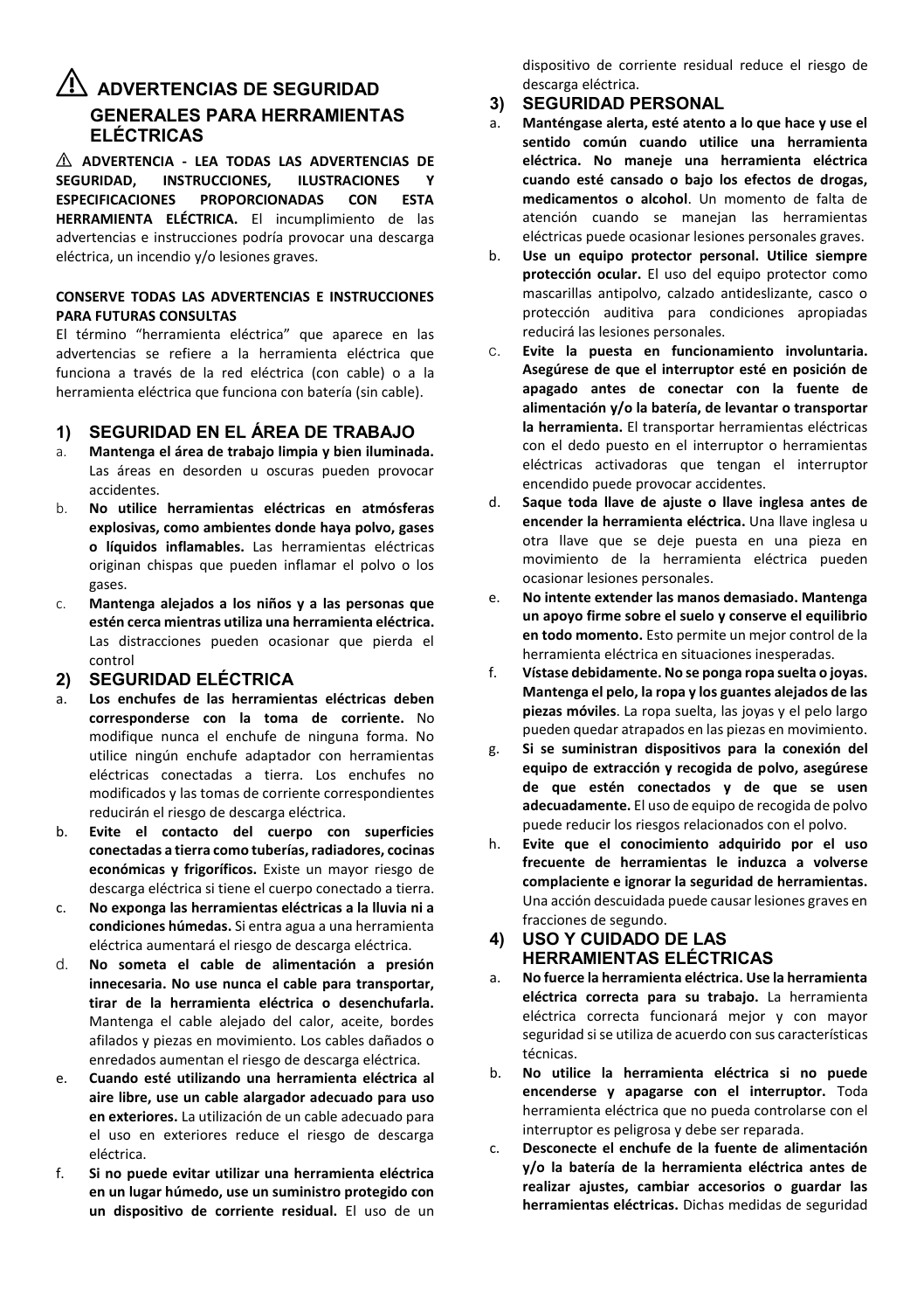# ⚠ ADVERTENCIAS DE SEGURIDAD GENERALES PARA HERRAMIENTAS ELÉCTRICAS

⚠ **ADVERTENCIA - LEA TODAS LAS ADVERTENCIAS DE SEGURIDAD, INSTRUCCIONES, ILUSTRACIONES Y ESPECIFICACIONES PROPORCIONADAS CON ESTA HERRAMIENTA ELÉCTRICA.** El incumplimiento de las advertencias e instrucciones podría provocar una descarga eléctrica, un incendio y/o lesiones graves.

**CONSERVE TODAS LAS ADVERTENCIAS E INSTRUCCIONES PARA FUTURAS CONSULTAS**

El término "herramienta eléctrica" que aparece en las advertencias se refiere a la herramienta eléctrica que funciona a través de la red eléctrica (con cable) o a la herramienta eléctrica que funciona con batería (sin cable).

## 1) SEGURIDAD EN EL ÁREA DE TRABAJO

a. **Mantenga el área de trabajo limpia y bien iluminada.** Las áreas en desorden u oscuras pueden provocar accidentes.

b. **No utilice herramientas eléctricas en atmósferas explosivas, como ambientes donde haya polvo, gases o líquidos inflamables.** Las herramientas eléctricas originan chispas que pueden inflamar el polvo o los gases.

c. **Mantenga alejados a los niños y a las personas que estén cerca mientras utiliza una herramienta eléctrica.** Las distracciones pueden ocasionar que pierda el control

## 2) SEGURIDAD ELÉCTRICA

a. **Los enchufes de las herramientas eléctricas deben corresponderse con la toma de corriente.** No modifique nunca el enchufe de ninguna forma. No utilice ningún enchufe adaptador con herramientas eléctricas conectadas a tierra. Los enchufes no modificados y las tomas de corriente correspondientes reducirán el riesgo de descarga eléctrica.

b. **Evite el contacto del cuerpo con superficies conectadas a tierra como tuberías, radiadores, cocinas económicas y frigoríficos.** Existe un mayor riesgo de descarga eléctrica si tiene el cuerpo conectado a tierra.

c. **No exponga las herramientas eléctricas a la lluvia ni a condiciones húmedas.** Si entra agua a una herramienta eléctrica aumentará el riesgo de descarga eléctrica.

d. **No someta el cable de alimentación a presión innecesaria. No use nunca el cable para transportar, tirar de la herramienta eléctrica o desenchufarla.** Mantenga el cable alejado del calor, aceite, bordes afilados y piezas en movimiento. Los cables dañados o enredados aumentan el riesgo de descarga eléctrica.

e. **Cuando esté utilizando una herramienta eléctrica al aire libre, use un cable alargador adecuado para uso en exteriores.** La utilización de un cable adecuado para el uso en exteriores reduce el riesgo de descarga eléctrica.

f. **Si no puede evitar utilizar una herramienta eléctrica en un lugar húmedo, use un suministro protegido con un dispositivo de corriente residual.** El uso de un dispositivo de corriente residual reduce el riesgo de descarga eléctrica.

## 3) SEGURIDAD PERSONAL

a. **Manténgase alerta, esté atento a lo que hace y use el sentido común cuando utilice una herramienta eléctrica. No maneje una herramienta eléctrica cuando esté cansado o bajo los efectos de drogas, medicamentos o alcohol**. Un momento de falta de atención cuando se manejan las herramientas eléctricas puede ocasionar lesiones personales graves.

b. **Use un equipo protector personal. Utilice siempre protección ocular.** El uso del equipo protector como mascarillas antipolvo, calzado antideslizante, casco o protección auditiva para condiciones apropiadas reducirá las lesiones personales.

c. **Evite la puesta en funcionamiento involuntaria. Asegúrese de que el interruptor esté en posición de apagado antes de conectar con la fuente de alimentación y/o la batería, de levantar o transportar la herramienta.** El transportar herramientas eléctricas con el dedo puesto en el interruptor o herramientas eléctricas activadoras que tengan el interruptor encendido puede provocar accidentes.

d. **Saque toda llave de ajuste o llave inglesa antes de encender la herramienta eléctrica.** Una llave inglesa u otra llave que se deje puesta en una pieza en movimiento de la herramienta eléctrica pueden ocasionar lesiones personales.

e. **No intente extender las manos demasiado. Mantenga un apoyo firme sobre el suelo y conserve el equilibrio en todo momento.** Esto permite un mejor control de la herramienta eléctrica en situaciones inesperadas.

f. **Vístase debidamente. No se ponga ropa suelta o joyas. Mantenga el pelo, la ropa y los guantes alejados de las piezas móviles**. La ropa suelta, las joyas y el pelo largo pueden quedar atrapados en las piezas en movimiento.

g. **Si se suministran dispositivos para la conexión del equipo de extracción y recogida de polvo, asegúrese de que estén conectados y de que se usen adecuadamente.** El uso de equipo de recogida de polvo puede reducir los riesgos relacionados con el polvo.

h. **Evite que el conocimiento adquirido por el uso frecuente de herramientas le induzca a volverse complaciente e ignorar la seguridad de herramientas.** Una acción descuidada puede causar lesiones graves en fracciones de segundo.

## 4) USO Y CUIDADO DE LAS HERRAMIENTAS ELÉCTRICAS

a. **No fuerce la herramienta eléctrica. Use la herramienta eléctrica correcta para su trabajo.** La herramienta eléctrica correcta funcionará mejor y con mayor seguridad si se utiliza de acuerdo con sus características técnicas.

b. **No utilice la herramienta eléctrica si no puede encenderse y apagarse con el interruptor.** Toda herramienta eléctrica que no pueda controlarse con el interruptor es peligrosa y debe ser reparada.

c. **Desconecte el enchufe de la fuente de alimentación y/o la batería de la herramienta eléctrica antes de realizar ajustes, cambiar accesorios o guardar las herramientas eléctricas.** Dichas medidas de seguridad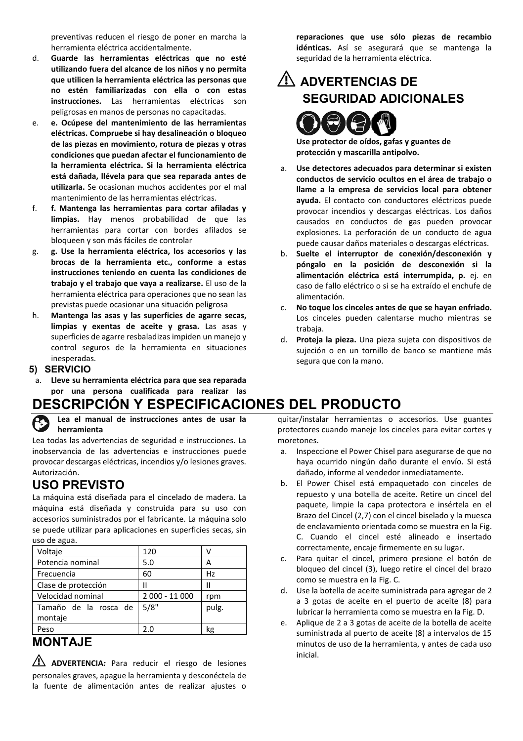preventivas reducen el riesgo de poner en marcha la herramienta eléctrica accidentalmente.

d. **Guarde las herramientas eléctricas que no esté utilizando fuera del alcance de los niños y no permita que utilicen la herramienta eléctrica las personas que no estén familiarizadas con ella o con estas instrucciones.** Las herramientas eléctricas son peligrosas en manos de personas no capacitadas.
e. **e. Ocúpese del mantenimiento de las herramientas eléctricas. Compruebe si hay desalineación o bloqueo de las piezas en movimiento, rotura de piezas y otras condiciones que puedan afectar el funcionamiento de la herramienta eléctrica. Si la herramienta eléctrica está dañada, llévela para que sea reparada antes de utilizarla.** Se ocasionan muchos accidentes por el mal mantenimiento de las herramientas eléctricas.
f. **f. Mantenga las herramientas para cortar afiladas y limpias.** Hay menos probabilidad de que las herramientas para cortar con bordes afilados se bloqueen y son más fáciles de controlar
g. **g. Use la herramienta eléctrica, los accesorios y las brocas de la herramienta etc., conforme a estas instrucciones teniendo en cuenta las condiciones de trabajo y el trabajo que vaya a realizarse.** El uso de la herramienta eléctrica para operaciones que no sean las previstas puede ocasionar una situación peligrosa
h. **Mantenga las asas y las superficies de agarre secas, limpias y exentas de aceite y grasa.** Las asas y superficies de agarre resbaladizas impiden un manejo y control seguros de la herramienta en situaciones inesperadas.

### 5) SERVICIO

a. **Lleve su herramienta eléctrica para que sea reparada por una persona cualificada para realizar las reparaciones que use sólo piezas de recambio idénticas.** Así se asegurará que se mantenga la seguridad de la herramienta eléctrica.

## ⚠ ADVERTENCIAS DE SEGURIDAD ADICIONALES

**Use protector de oídos, gafas y guantes de protección y mascarilla antipolvo.**

a. **Use detectores adecuados para determinar si existen conductos de servicio ocultos en el área de trabajo o llame a la empresa de servicios local para obtener ayuda.** El contacto con conductores eléctricos puede provocar incendios y descargas eléctricas. Los daños causados en conductos de gas pueden provocar explosiones. La perforación de un conducto de agua puede causar daños materiales o descargas eléctricas.
b. **Suelte el interruptor de conexión/desconexión y póngalo en la posición de desconexión si la alimentación eléctrica está interrumpida, p.** ej. en caso de fallo eléctrico o si se ha extraído el enchufe de alimentación.
c. **No toque los cinceles antes de que se hayan enfriado.** Los cinceles pueden calentarse mucho mientras se trabaja.
d. **Proteja la pieza.** Una pieza sujeta con dispositivos de sujeción o en un tornillo de banco se mantiene más segura que con la mano.

# DESCRIPCIÓN Y ESPECIFICACIONES DEL PRODUCTO

**Lea el manual de instrucciones antes de usar la herramienta**

Lea todas las advertencias de seguridad e instrucciones. La inobservancia de las advertencias e instrucciones puede provocar descargas eléctricas, incendios y/o lesiones graves. Autorización.

## USO PREVISTO

La máquina está diseñada para el cincelado de madera. La máquina está diseñada y construida para su uso con accesorios suministrados por el fabricante. La máquina solo se puede utilizar para aplicaciones en superficies secas, sin uso de agua.

| Voltaje | 120 | V |
|---|---|---|
| Potencia nominal | 5.0 | A |
| Frecuencia | 60 | Hz |
| Clase de protección | II | II |
| Velocidad nominal | 2 000 - 11 000 | rpm |
| Tamaño de la rosca de montaje | 5/8" | pulg. |
| Peso | 2.0 | kg |

## MONTAJE

⚠ **ADVERTENCIA***:* Para reducir el riesgo de lesiones personales graves, apague la herramienta y desconéctela de la fuente de alimentación antes de realizar ajustes o quitar/instalar herramientas o accesorios. Use guantes protectores cuando maneje los cinceles para evitar cortes y moretones.

a. Inspeccione el Power Chisel para asegurarse de que no haya ocurrido ningún daño durante el envío. Si está dañado, informe al vendedor inmediatamente.
b. El Power Chisel está empaquetado con cinceles de repuesto y una botella de aceite. Retire un cincel del paquete, limpie la capa protectora e insértela en el Brazo del Cincel (2,7) con el cincel biselado y la muesca de enclavamiento orientada como se muestra en la Fig. C. Cuando el cincel esté alineado e insertado correctamente, encaje firmemente en su lugar.
c. Para quitar el cincel, primero presione el botón de bloqueo del cincel (3), luego retire el cincel del brazo como se muestra en la Fig. C.
d. Use la botella de aceite suministrada para agregar de 2 a 3 gotas de aceite en el puerto de aceite (8) para lubricar la herramienta como se muestra en la Fig. D.
e. Aplique de 2 a 3 gotas de aceite de la botella de aceite suministrada al puerto de aceite (8) a intervalos de 15 minutos de uso de la herramienta, y antes de cada uso inicial.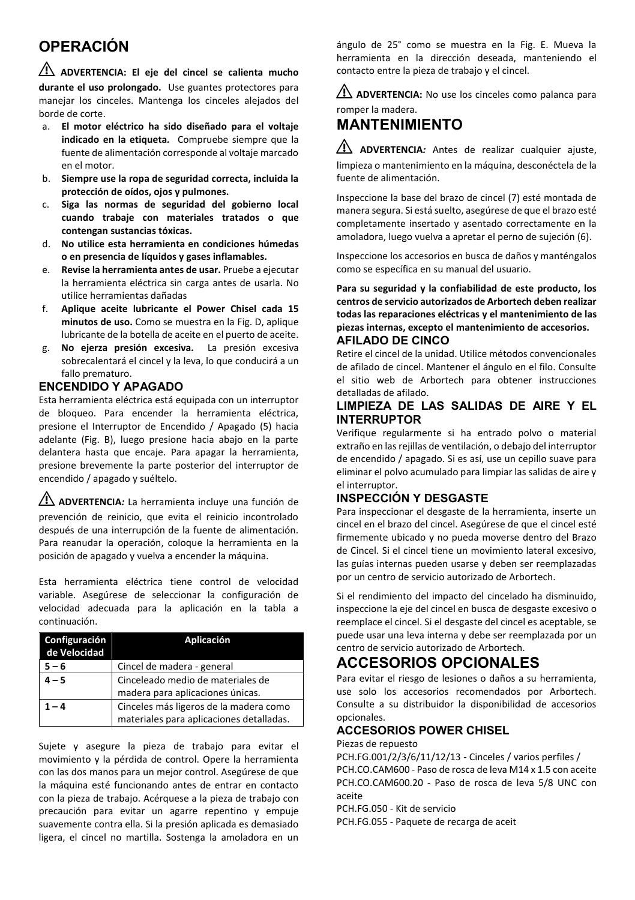# OPERACIÓN

⚠ **ADVERTENCIA: El eje del cincel se calienta mucho durante el uso prolongado.** Use guantes protectores para manejar los cinceles. Mantenga los cinceles alejados del borde de corte.

a. **El motor eléctrico ha sido diseñado para el voltaje indicado en la etiqueta.** Compruebe siempre que la fuente de alimentación corresponde al voltaje marcado en el motor.
b. **Siempre use la ropa de seguridad correcta, incluida la protección de oídos, ojos y pulmones.**
c. **Siga las normas de seguridad del gobierno local cuando trabaje con materiales tratados o que contengan sustancias tóxicas.**
d. **No utilice esta herramienta en condiciones húmedas o en presencia de líquidos y gases inflamables.**
e. **Revise la herramienta antes de usar.** Pruebe a ejecutar la herramienta eléctrica sin carga antes de usarla. No utilice herramientas dañadas
f. **Aplique aceite lubricante el Power Chisel cada 15 minutos de uso.** Como se muestra en la Fig. D, aplique lubricante de la botella de aceite en el puerto de aceite.
g. **No ejerza presión excesiva.** La presión excesiva sobrecalentará el cincel y la leva, lo que conducirá a un fallo prematuro.

### ENCENDIDO Y APAGADO

Esta herramienta eléctrica está equipada con un interruptor de bloqueo. Para encender la herramienta eléctrica, presione el Interruptor de Encendido / Apagado (5) hacia adelante (Fig. B), luego presione hacia abajo en la parte delantera hasta que encaje. Para apagar la herramienta, presione brevemente la parte posterior del interruptor de encendido / apagado y suéltelo.

⚠ **ADVERTENCIA***:* La herramienta incluye una función de prevención de reinicio, que evita el reinicio incontrolado después de una interrupción de la fuente de alimentación. Para reanudar la operación, coloque la herramienta en la posición de apagado y vuelva a encender la máquina.

Esta herramienta eléctrica tiene control de velocidad variable. Asegúrese de seleccionar la configuración de velocidad adecuada para la aplicación en la tabla a continuación.

| Configuración de Velocidad | Aplicación |
|---|---|
| **5 – 6** | Cincel de madera - general |
| **4 – 5** | Cinceleado medio de materiales de madera para aplicaciones únicas. |
| **1 – 4** | Cinceles más ligeros de la madera como materiales para aplicaciones detalladas. |

Sujete y asegure la pieza de trabajo para evitar el movimiento y la pérdida de control. Opere la herramienta con las dos manos para un mejor control. Asegúrese de que la máquina esté funcionando antes de entrar en contacto con la pieza de trabajo. Acérquese a la pieza de trabajo con precaución para evitar un agarre repentino y empuje suavemente contra ella. Si la presión aplicada es demasiado ligera, el cincel no martilla. Sostenga la amoladora en un ángulo de 25° como se muestra en la Fig. E. Mueva la herramienta en la dirección deseada, manteniendo el contacto entre la pieza de trabajo y el cincel.

⚠ **ADVERTENCIA:** No use los cinceles como palanca para romper la madera.

# MANTENIMIENTO

⚠ **ADVERTENCIA***:* Antes de realizar cualquier ajuste, limpieza o mantenimiento en la máquina, desconéctela de la fuente de alimentación.

Inspeccione la base del brazo de cincel (7) esté montada de manera segura. Si está suelto, asegúrese de que el brazo esté completamente insertado y asentado correctamente en la amoladora, luego vuelva a apretar el perno de sujeción (6).

Inspeccione los accesorios en busca de daños y manténgalos como se específica en su manual del usuario.

**Para su seguridad y la confiabilidad de este producto, los centros de servicio autorizados de Arbortech deben realizar todas las reparaciones eléctricas y el mantenimiento de las piezas internas, excepto el mantenimiento de accesorios.**

### AFILADO DE CINCO

Retire el cincel de la unidad. Utilice métodos convencionales de afilado de cincel. Mantener el ángulo en el filo. Consulte el sitio web de Arbortech para obtener instrucciones detalladas de afilado.

### LIMPIEZA DE LAS SALIDAS DE AIRE Y EL INTERRUPTOR

Verifique regularmente si ha entrado polvo o material extraño en las rejillas de ventilación, o debajo del interruptor de encendido / apagado. Si es así, use un cepillo suave para eliminar el polvo acumulado para limpiar las salidas de aire y el interruptor.

### INSPECCIÓN Y DESGASTE

Para inspeccionar el desgaste de la herramienta, inserte un cincel en el brazo del cincel. Asegúrese de que el cincel esté firmemente ubicado y no pueda moverse dentro del Brazo de Cincel. Si el cincel tiene un movimiento lateral excesivo, las guías internas pueden usarse y deben ser reemplazadas por un centro de servicio autorizado de Arbortech.

Si el rendimiento del impacto del cincelado ha disminuido, inspeccione la eje del cincel en busca de desgaste excesivo o reemplace el cincel. Si el desgaste del cincel es aceptable, se puede usar una leva interna y debe ser reemplazada por un centro de servicio autorizado de Arbortech.

# ACCESORIOS OPCIONALES

Para evitar el riesgo de lesiones o daños a su herramienta, use solo los accesorios recomendados por Arbortech. Consulte a su distribuidor la disponibilidad de accesorios opcionales.

### ACCESORIOS POWER CHISEL

Piezas de repuesto

PCH.FG.001/2/3/6/11/12/13 - Cinceles / varios perfiles /
PCH.CO.CAM600 - Paso de rosca de leva M14 x 1.5 con aceite
PCH.CO.CAM600.20 - Paso de rosca de leva 5/8 UNC con aceite
PCH.FG.050 - Kit de servicio
PCH.FG.055 - Paquete de recarga de aceit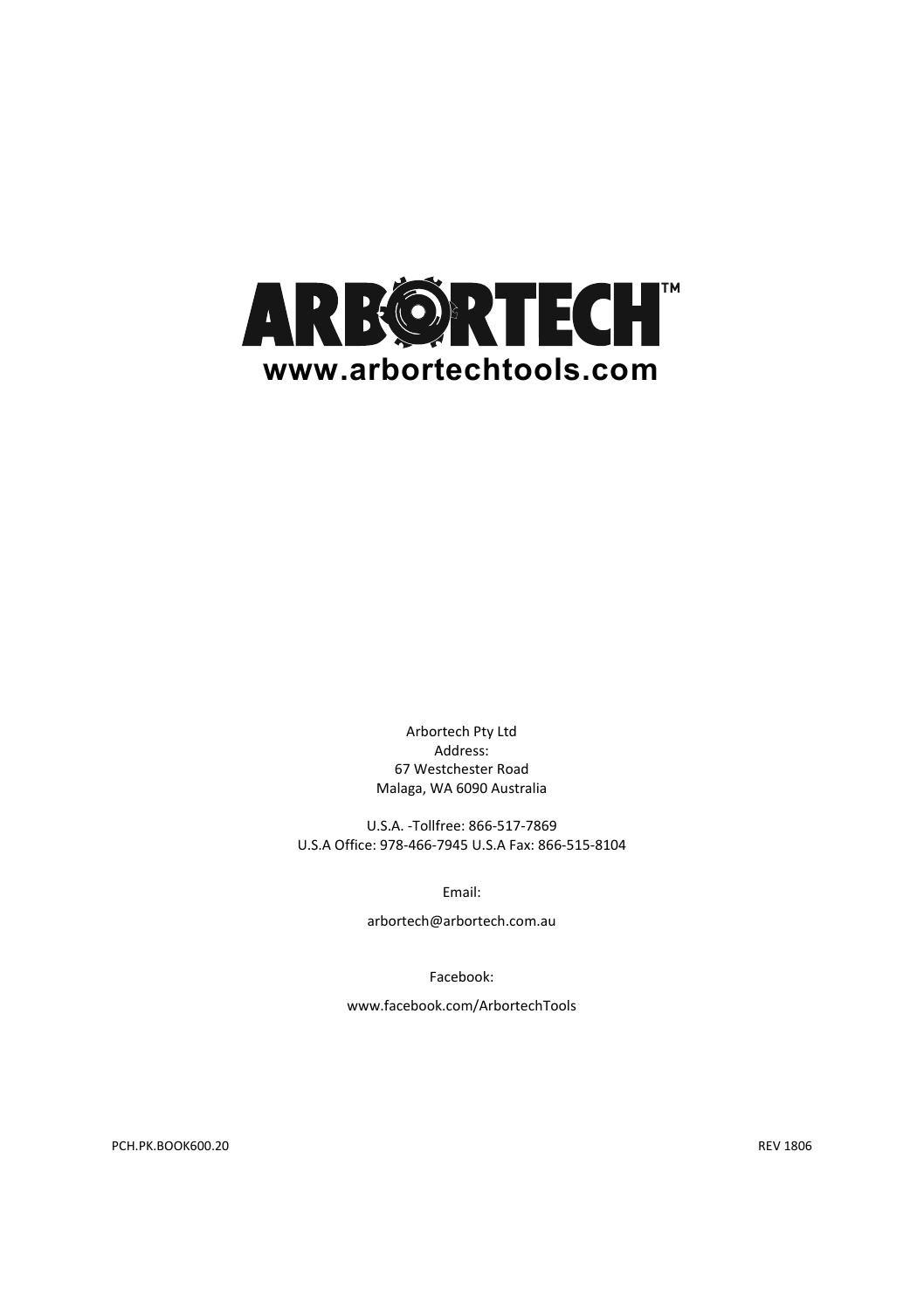# ARBORTECH™

**www.arbortechtools.com**

Arbortech Pty Ltd
Address:
67 Westchester Road
Malaga, WA 6090 Australia

U.S.A. -Tollfree: 866-517-7869
U.S.A Office: 978-466-7945 U.S.A Fax: 866-515-8104

Email:

arbortech@arbortech.com.au

Facebook:

www.facebook.com/ArbortechTools

PCH.PK.BOOK600.20 REV 1806